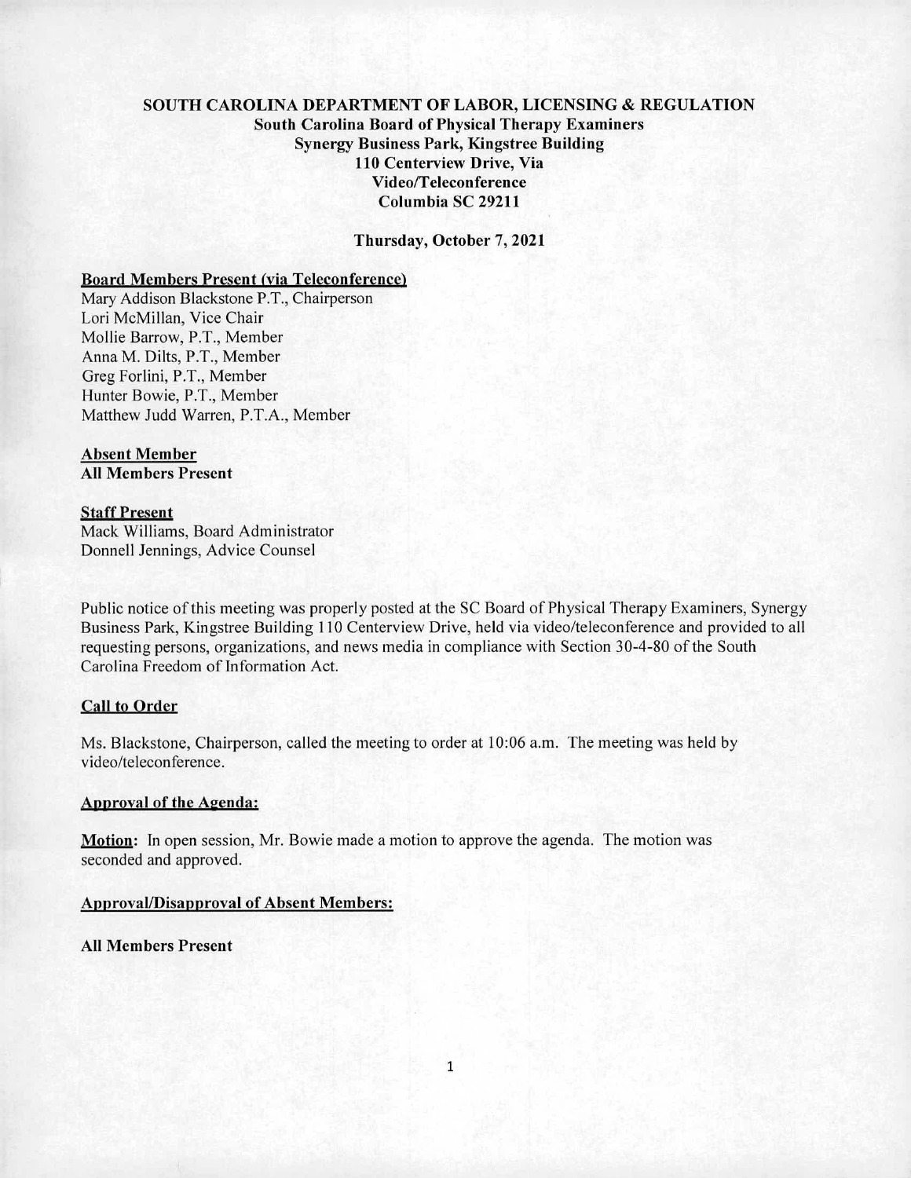**SOUTH CAROLINA DEPARTMENT OF LABOR, LICENSING & REGULATION**
**South Carolina Board of Physical Therapy Examiners**
**Synergy Business Park, Kingstree Building**
**110 Centerview Drive, Via**
**Video/Teleconference**
**Columbia SC 29211**

**Thursday, October 7, 2021**

**Board Members Present (via Teleconference)**

Mary Addison Blackstone P.T., Chairperson
Lori McMillan, Vice Chair
Mollie Barrow, P.T., Member
Anna M. Dilts, P.T., Member
Greg Forlini, P.T., Member
Hunter Bowie, P.T., Member
Matthew Judd Warren, P.T.A., Member

**Absent Member**

**All Members Present**

**Staff Present**

Mack Williams, Board Administrator
Donnell Jennings, Advice Counsel

Public notice of this meeting was properly posted at the SC Board of Physical Therapy Examiners, Synergy Business Park, Kingstree Building 110 Centerview Drive, held via video/teleconference and provided to all requesting persons, organizations, and news media in compliance with Section 30-4-80 of the South Carolina Freedom of Information Act.

**Call to Order**

Ms. Blackstone, Chairperson, called the meeting to order at 10:06 a.m. The meeting was held by video/teleconference.

**Approval of the Agenda:**

**Motion:** In open session, Mr. Bowie made a motion to approve the agenda. The motion was seconded and approved.

**Approval/Disapproval of Absent Members:**

**All Members Present**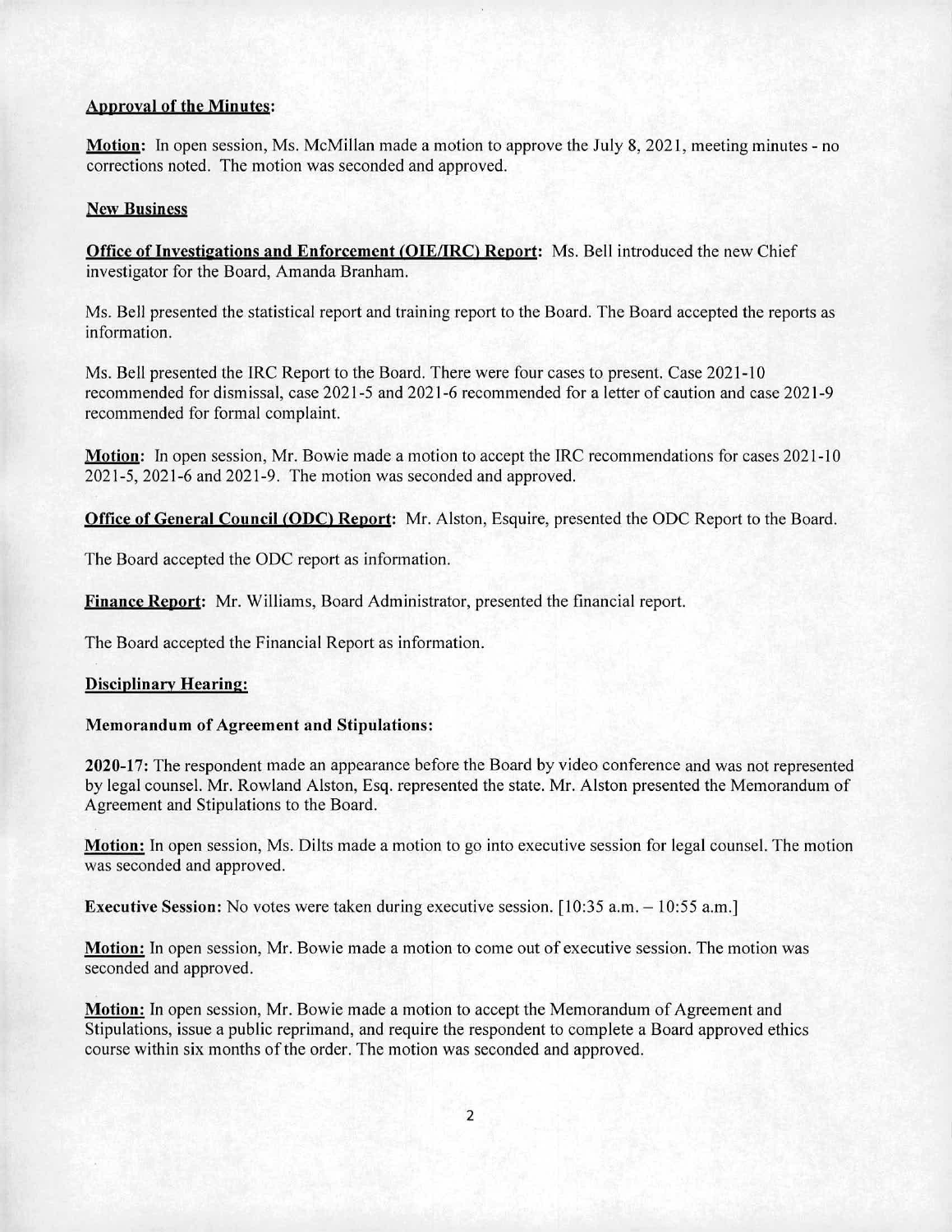**Approval of the Minutes:**

**Motion:** In open session, Ms. McMillan made a motion to approve the July 8, 2021, meeting minutes - no corrections noted. The motion was seconded and approved.

**New Business**

**Office of Investigations and Enforcement (OIE/IRC) Report:** Ms. Bell introduced the new Chief investigator for the Board, Amanda Branham.

Ms. Bell presented the statistical report and training report to the Board. The Board accepted the reports as information.

Ms. Bell presented the IRC Report to the Board. There were four cases to present. Case 2021-10 recommended for dismissal, case 2021-5 and 2021-6 recommended for a letter of caution and case 2021-9 recommended for formal complaint.

**Motion:** In open session, Mr. Bowie made a motion to accept the IRC recommendations for cases 2021-10 2021-5, 2021-6 and 2021-9. The motion was seconded and approved.

**Office of General Council (ODC) Report:** Mr. Alston, Esquire, presented the ODC Report to the Board.

The Board accepted the ODC report as information.

**Finance Report:** Mr. Williams, Board Administrator, presented the financial report.

The Board accepted the Financial Report as information.

**Disciplinary Hearing:**

**Memorandum of Agreement and Stipulations:**

**2020-17:** The respondent made an appearance before the Board by video conference and was not represented by legal counsel. Mr. Rowland Alston, Esq. represented the state. Mr. Alston presented the Memorandum of Agreement and Stipulations to the Board.

**Motion:** In open session, Ms. Dilts made a motion to go into executive session for legal counsel. The motion was seconded and approved.

**Executive Session:** No votes were taken during executive session. [10:35 a.m. – 10:55 a.m.]

**Motion:** In open session, Mr. Bowie made a motion to come out of executive session. The motion was seconded and approved.

**Motion:** In open session, Mr. Bowie made a motion to accept the Memorandum of Agreement and Stipulations, issue a public reprimand, and require the respondent to complete a Board approved ethics course within six months of the order. The motion was seconded and approved.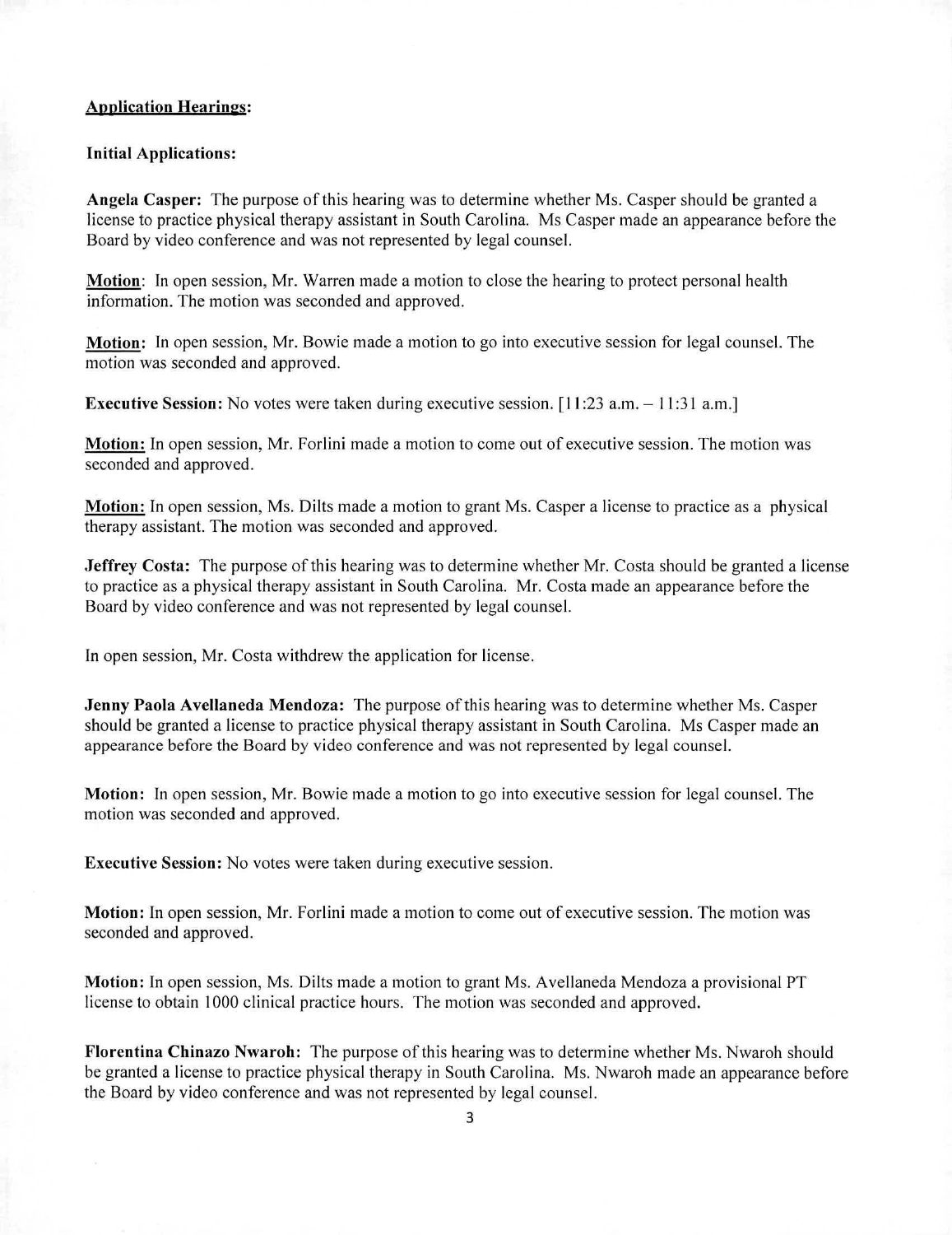**<u>Application Hearings</u>:**

**Initial Applications:**

**Angela Casper:** The purpose of this hearing was to determine whether Ms. Casper should be granted a license to practice physical therapy assistant in South Carolina. Ms Casper made an appearance before the Board by video conference and was not represented by legal counsel.

**<u>Motion</u>**: In open session, Mr. Warren made a motion to close the hearing to protect personal health information. The motion was seconded and approved.

**<u>Motion</u>:** In open session, Mr. Bowie made a motion to go into executive session for legal counsel. The motion was seconded and approved.

**Executive Session:** No votes were taken during executive session. [11:23 a.m. – 11:31 a.m.]

**<u>Motion:</u>** In open session, Mr. Forlini made a motion to come out of executive session. The motion was seconded and approved.

**<u>Motion:</u>** In open session, Ms. Dilts made a motion to grant Ms. Casper a license to practice as a physical therapy assistant. The motion was seconded and approved.

**Jeffrey Costa:** The purpose of this hearing was to determine whether Mr. Costa should be granted a license to practice as a physical therapy assistant in South Carolina. Mr. Costa made an appearance before the Board by video conference and was not represented by legal counsel.

In open session, Mr. Costa withdrew the application for license.

**Jenny Paola Avellaneda Mendoza:** The purpose of this hearing was to determine whether Ms. Casper should be granted a license to practice physical therapy assistant in South Carolina. Ms Casper made an appearance before the Board by video conference and was not represented by legal counsel.

**Motion:** In open session, Mr. Bowie made a motion to go into executive session for legal counsel. The motion was seconded and approved.

**Executive Session:** No votes were taken during executive session.

**Motion:** In open session, Mr. Forlini made a motion to come out of executive session. The motion was seconded and approved.

**Motion:** In open session, Ms. Dilts made a motion to grant Ms. Avellaneda Mendoza a provisional PT license to obtain 1000 clinical practice hours. The motion was seconded and approved.

**Florentina Chinazo Nwaroh:** The purpose of this hearing was to determine whether Ms. Nwaroh should be granted a license to practice physical therapy in South Carolina. Ms. Nwaroh made an appearance before the Board by video conference and was not represented by legal counsel.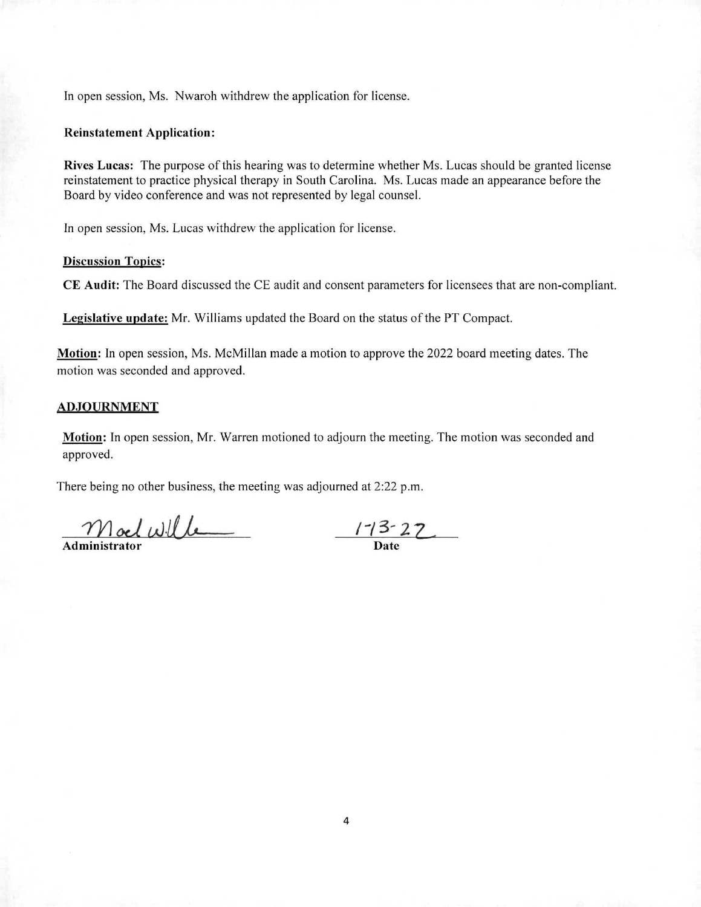In open session, Ms. Nwaroh withdrew the application for license.

**Reinstatement Application:**

**Rives Lucas:** The purpose of this hearing was to determine whether Ms. Lucas should be granted license reinstatement to practice physical therapy in South Carolina. Ms. Lucas made an appearance before the Board by video conference and was not represented by legal counsel.

In open session, Ms. Lucas withdrew the application for license.

**Discussion Topics:**

**CE Audit:** The Board discussed the CE audit and consent parameters for licensees that are non-compliant.

**Legislative update:** Mr. Williams updated the Board on the status of the PT Compact.

**Motion:** In open session, Ms. McMillan made a motion to approve the 2022 board meeting dates. The motion was seconded and approved.

**ADJOURNMENT**

**Motion:** In open session, Mr. Warren motioned to adjourn the meeting. The motion was seconded and approved.

There being no other business, the meeting was adjourned at 2:22 p.m.

Mark Wille ____________________ 1-13-22 ____________________

**Administrator** **Date**